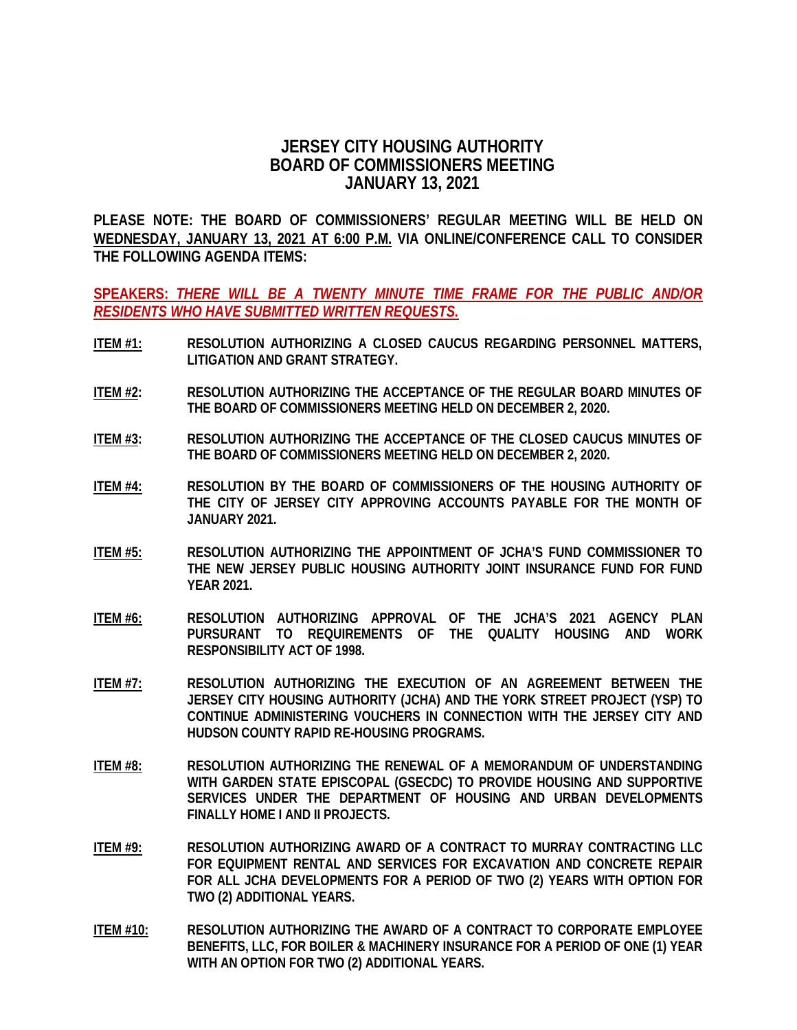# JERSEY CITY HOUSING AUTHORITY
# BOARD OF COMMISSIONERS MEETING
# JANUARY 13, 2021

**PLEASE NOTE: THE BOARD OF COMMISSIONERS' REGULAR MEETING WILL BE HELD ON <u>WEDNESDAY, JANUARY 13, 2021 AT 6:00 P.M.</u> VIA ONLINE/CONFERENCE CALL TO CONSIDER THE FOLLOWING AGENDA ITEMS:**

**<u>SPEAKERS: *THERE WILL BE A TWENTY MINUTE TIME FRAME FOR THE PUBLIC AND/OR RESIDENTS WHO HAVE SUBMITTED WRITTEN REQUESTS.*</u>**

**<u>ITEM #1:</u>** **RESOLUTION AUTHORIZING A CLOSED CAUCUS REGARDING PERSONNEL MATTERS, LITIGATION AND GRANT STRATEGY.**

**<u>ITEM #2</u>:** **RESOLUTION AUTHORIZING THE ACCEPTANCE OF THE REGULAR BOARD MINUTES OF THE BOARD OF COMMISSIONERS MEETING HELD ON DECEMBER 2, 2020.**

**<u>ITEM #3</u>:** **RESOLUTION AUTHORIZING THE ACCEPTANCE OF THE CLOSED CAUCUS MINUTES OF THE BOARD OF COMMISSIONERS MEETING HELD ON DECEMBER 2, 2020.**

**<u>ITEM #4:</u>** **RESOLUTION BY THE BOARD OF COMMISSIONERS OF THE HOUSING AUTHORITY OF THE CITY OF JERSEY CITY APPROVING ACCOUNTS PAYABLE FOR THE MONTH OF JANUARY 2021.**

**<u>ITEM #5:</u>** **RESOLUTION AUTHORIZING THE APPOINTMENT OF JCHA'S FUND COMMISSIONER TO THE NEW JERSEY PUBLIC HOUSING AUTHORITY JOINT INSURANCE FUND FOR FUND YEAR 2021.**

**<u>ITEM #6:</u>** **RESOLUTION AUTHORIZING APPROVAL OF THE JCHA'S 2021 AGENCY PLAN PURSUANT TO REQUIREMENTS OF THE QUALITY HOUSING AND WORK RESPONSIBILITY ACT OF 1998.**

**<u>ITEM #7:</u>** **RESOLUTION AUTHORIZING THE EXECUTION OF AN AGREEMENT BETWEEN THE JERSEY CITY HOUSING AUTHORITY (JCHA) AND THE YORK STREET PROJECT (YSP) TO CONTINUE ADMINISTERING VOUCHERS IN CONNECTION WITH THE JERSEY CITY AND HUDSON COUNTY RAPID RE-HOUSING PROGRAMS.**

**<u>ITEM #8:</u>** **RESOLUTION AUTHORIZING THE RENEWAL OF A MEMORANDUM OF UNDERSTANDING WITH GARDEN STATE EPISCOPAL (GSECDC) TO PROVIDE HOUSING AND SUPPORTIVE SERVICES UNDER THE DEPARTMENT OF HOUSING AND URBAN DEVELOPMENTS FINALLY HOME I AND II PROJECTS.**

**<u>ITEM #9:</u>** **RESOLUTION AUTHORIZING AWARD OF A CONTRACT TO MURRAY CONTRACTING LLC FOR EQUIPMENT RENTAL AND SERVICES FOR EXCAVATION AND CONCRETE REPAIR FOR ALL JCHA DEVELOPMENTS FOR A PERIOD OF TWO (2) YEARS WITH OPTION FOR TWO (2) ADDITIONAL YEARS.**

**<u>ITEM #10:</u>** **RESOLUTION AUTHORIZING THE AWARD OF A CONTRACT TO CORPORATE EMPLOYEE BENEFITS, LLC, FOR BOILER & MACHINERY INSURANCE FOR A PERIOD OF ONE (1) YEAR WITH AN OPTION FOR TWO (2) ADDITIONAL YEARS.**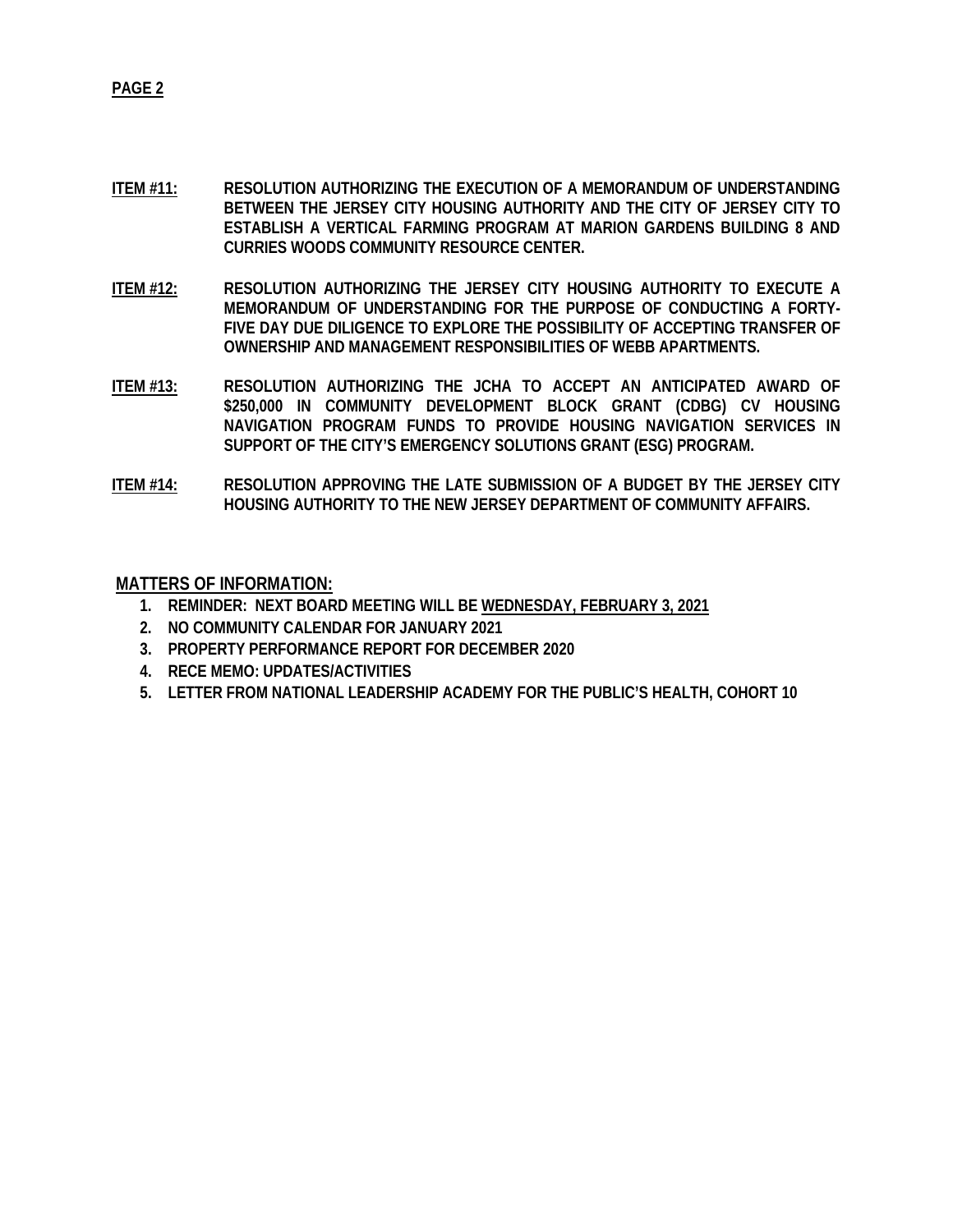**ITEM #11:** RESOLUTION AUTHORIZING THE EXECUTION OF A MEMORANDUM OF UNDERSTANDING BETWEEN THE JERSEY CITY HOUSING AUTHORITY AND THE CITY OF JERSEY CITY TO ESTABLISH A VERTICAL FARMING PROGRAM AT MARION GARDENS BUILDING 8 AND CURRIES WOODS COMMUNITY RESOURCE CENTER.

**ITEM #12:** RESOLUTION AUTHORIZING THE JERSEY CITY HOUSING AUTHORITY TO EXECUTE A MEMORANDUM OF UNDERSTANDING FOR THE PURPOSE OF CONDUCTING A FORTY-FIVE DAY DUE DILIGENCE TO EXPLORE THE POSSIBILITY OF ACCEPTING TRANSFER OF OWNERSHIP AND MANAGEMENT RESPONSIBILITIES OF WEBB APARTMENTS.

**ITEM #13:** RESOLUTION AUTHORIZING THE JCHA TO ACCEPT AN ANTICIPATED AWARD OF $250,000 IN COMMUNITY DEVELOPMENT BLOCK GRANT (CDBG) CV HOUSING NAVIGATION PROGRAM FUNDS TO PROVIDE HOUSING NAVIGATION SERVICES IN SUPPORT OF THE CITY'S EMERGENCY SOLUTIONS GRANT (ESG) PROGRAM.

**ITEM #14:** RESOLUTION APPROVING THE LATE SUBMISSION OF A BUDGET BY THE JERSEY CITY HOUSING AUTHORITY TO THE NEW JERSEY DEPARTMENT OF COMMUNITY AFFAIRS.

## MATTERS OF INFORMATION:

1. REMINDER: NEXT BOARD MEETING WILL BE WEDNESDAY, FEBRUARY 3, 2021
2. NO COMMUNITY CALENDAR FOR JANUARY 2021
3. PROPERTY PERFORMANCE REPORT FOR DECEMBER 2020
4. RECE MEMO: UPDATES/ACTIVITIES
5. LETTER FROM NATIONAL LEADERSHIP ACADEMY FOR THE PUBLIC'S HEALTH, COHORT 10